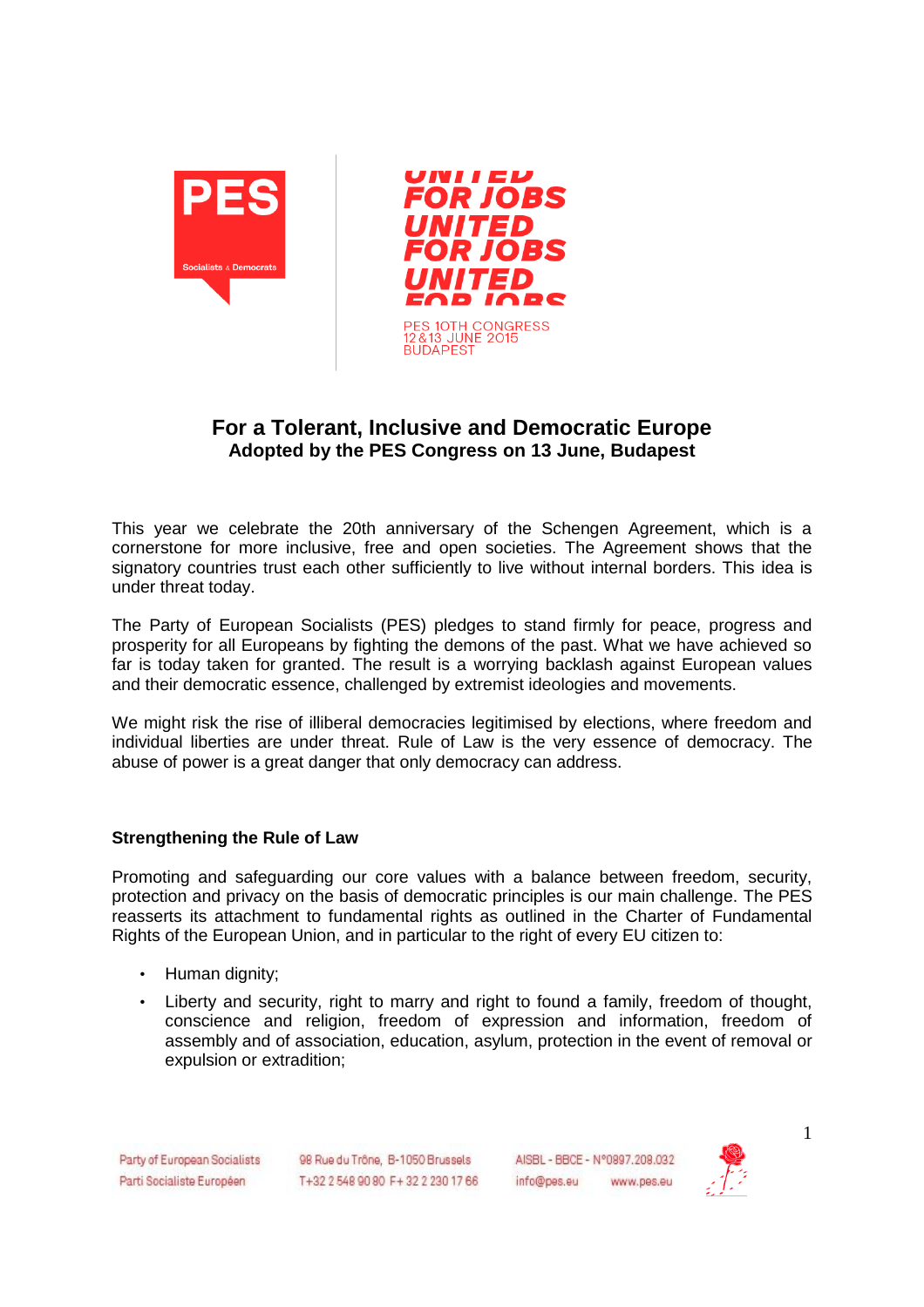# For a Tolerant, Inclusive and Democratic Europe

**Adopted by the PES Congress on 13 June, Budapest**

This year we celebrate the 20th anniversary of the Schengen Agreement, which is a cornerstone for more inclusive, free and open societies. The Agreement shows that the signatory countries trust each other sufficiently to live without internal borders. This idea is under threat today.

The Party of European Socialists (PES) pledges to stand firmly for peace, progress and prosperity for all Europeans by fighting the demons of the past. What we have achieved so far is today taken for granted. The result is a worrying backlash against European values and their democratic essence, challenged by extremist ideologies and movements.

We might risk the rise of illiberal democracies legitimised by elections, where freedom and individual liberties are under threat. Rule of Law is the very essence of democracy. The abuse of power is a great danger that only democracy can address.

## Strengthening the Rule of Law

Promoting and safeguarding our core values with a balance between freedom, security, protection and privacy on the basis of democratic principles is our main challenge. The PES reasserts its attachment to fundamental rights as outlined in the Charter of Fundamental Rights of the European Union, and in particular to the right of every EU citizen to:

- Human dignity;
- Liberty and security, right to marry and right to found a family, freedom of thought, conscience and religion, freedom of expression and information, freedom of assembly and of association, education, asylum, protection in the event of removal or expulsion or extradition;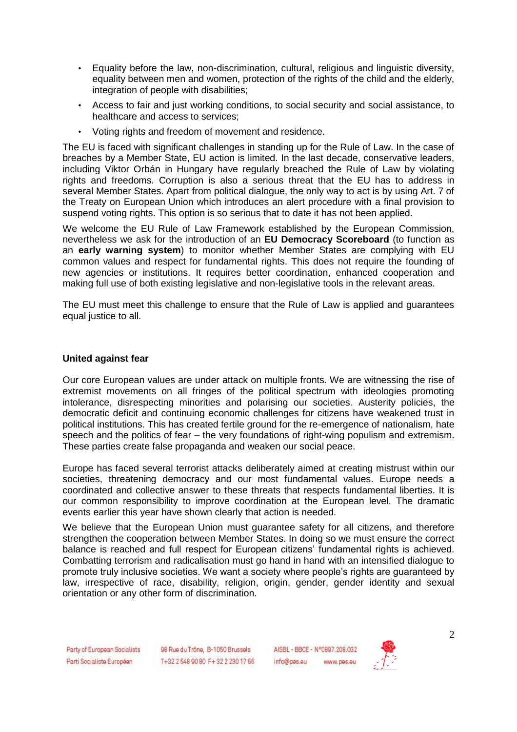- Equality before the law, non-discrimination, cultural, religious and linguistic diversity, equality between men and women, protection of the rights of the child and the elderly, integration of people with disabilities;
- Access to fair and just working conditions, to social security and social assistance, to healthcare and access to services;
- Voting rights and freedom of movement and residence.

The EU is faced with significant challenges in standing up for the Rule of Law. In the case of breaches by a Member State, EU action is limited. In the last decade, conservative leaders, including Viktor Orbán in Hungary have regularly breached the Rule of Law by violating rights and freedoms. Corruption is also a serious threat that the EU has to address in several Member States. Apart from political dialogue, the only way to act is by using Art. 7 of the Treaty on European Union which introduces an alert procedure with a final provision to suspend voting rights. This option is so serious that to date it has not been applied.

We welcome the EU Rule of Law Framework established by the European Commission, nevertheless we ask for the introduction of an **EU Democracy Scoreboard** (to function as an **early warning system**) to monitor whether Member States are complying with EU common values and respect for fundamental rights. This does not require the founding of new agencies or institutions. It requires better coordination, enhanced cooperation and making full use of both existing legislative and non-legislative tools in the relevant areas.

The EU must meet this challenge to ensure that the Rule of Law is applied and guarantees equal justice to all.

### United against fear

Our core European values are under attack on multiple fronts. We are witnessing the rise of extremist movements on all fringes of the political spectrum with ideologies promoting intolerance, disrespecting minorities and polarising our societies. Austerity policies, the democratic deficit and continuing economic challenges for citizens have weakened trust in political institutions. This has created fertile ground for the re-emergence of nationalism, hate speech and the politics of fear – the very foundations of right-wing populism and extremism. These parties create false propaganda and weaken our social peace.

Europe has faced several terrorist attacks deliberately aimed at creating mistrust within our societies, threatening democracy and our most fundamental values. Europe needs a coordinated and collective answer to these threats that respects fundamental liberties. It is our common responsibility to improve coordination at the European level. The dramatic events earlier this year have shown clearly that action is needed.

We believe that the European Union must guarantee safety for all citizens, and therefore strengthen the cooperation between Member States. In doing so we must ensure the correct balance is reached and full respect for European citizens' fundamental rights is achieved. Combatting terrorism and radicalisation must go hand in hand with an intensified dialogue to promote truly inclusive societies. We want a society where people's rights are guaranteed by law, irrespective of race, disability, religion, origin, gender, gender identity and sexual orientation or any other form of discrimination.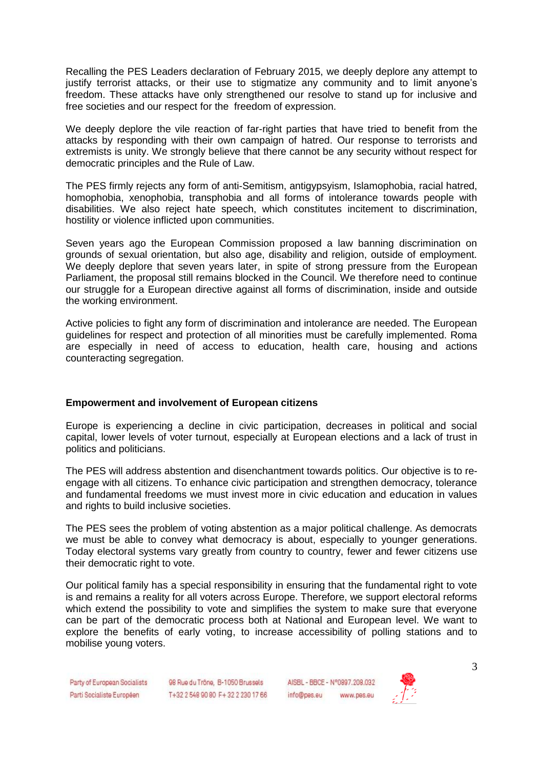Recalling the PES Leaders declaration of February 2015, we deeply deplore any attempt to justify terrorist attacks, or their use to stigmatize any community and to limit anyone's freedom. These attacks have only strengthened our resolve to stand up for inclusive and free societies and our respect for the freedom of expression.

We deeply deplore the vile reaction of far-right parties that have tried to benefit from the attacks by responding with their own campaign of hatred. Our response to terrorists and extremists is unity. We strongly believe that there cannot be any security without respect for democratic principles and the Rule of Law.

The PES firmly rejects any form of anti-Semitism, antigypsyism, Islamophobia, racial hatred, homophobia, xenophobia, transphobia and all forms of intolerance towards people with disabilities. We also reject hate speech, which constitutes incitement to discrimination, hostility or violence inflicted upon communities.

Seven years ago the European Commission proposed a law banning discrimination on grounds of sexual orientation, but also age, disability and religion, outside of employment. We deeply deplore that seven years later, in spite of strong pressure from the European Parliament, the proposal still remains blocked in the Council. We therefore need to continue our struggle for a European directive against all forms of discrimination, inside and outside the working environment.

Active policies to fight any form of discrimination and intolerance are needed. The European guidelines for respect and protection of all minorities must be carefully implemented. Roma are especially in need of access to education, health care, housing and actions counteracting segregation.

**Empowerment and involvement of European citizens**

Europe is experiencing a decline in civic participation, decreases in political and social capital, lower levels of voter turnout, especially at European elections and a lack of trust in politics and politicians.

The PES will address abstention and disenchantment towards politics. Our objective is to re-engage with all citizens. To enhance civic participation and strengthen democracy, tolerance and fundamental freedoms we must invest more in civic education and education in values and rights to build inclusive societies.

The PES sees the problem of voting abstention as a major political challenge. As democrats we must be able to convey what democracy is about, especially to younger generations. Today electoral systems vary greatly from country to country, fewer and fewer citizens use their democratic right to vote.

Our political family has a special responsibility in ensuring that the fundamental right to vote is and remains a reality for all voters across Europe. Therefore, we support electoral reforms which extend the possibility to vote and simplifies the system to make sure that everyone can be part of the democratic process both at National and European level. We want to explore the benefits of early voting, to increase accessibility of polling stations and to mobilise young voters.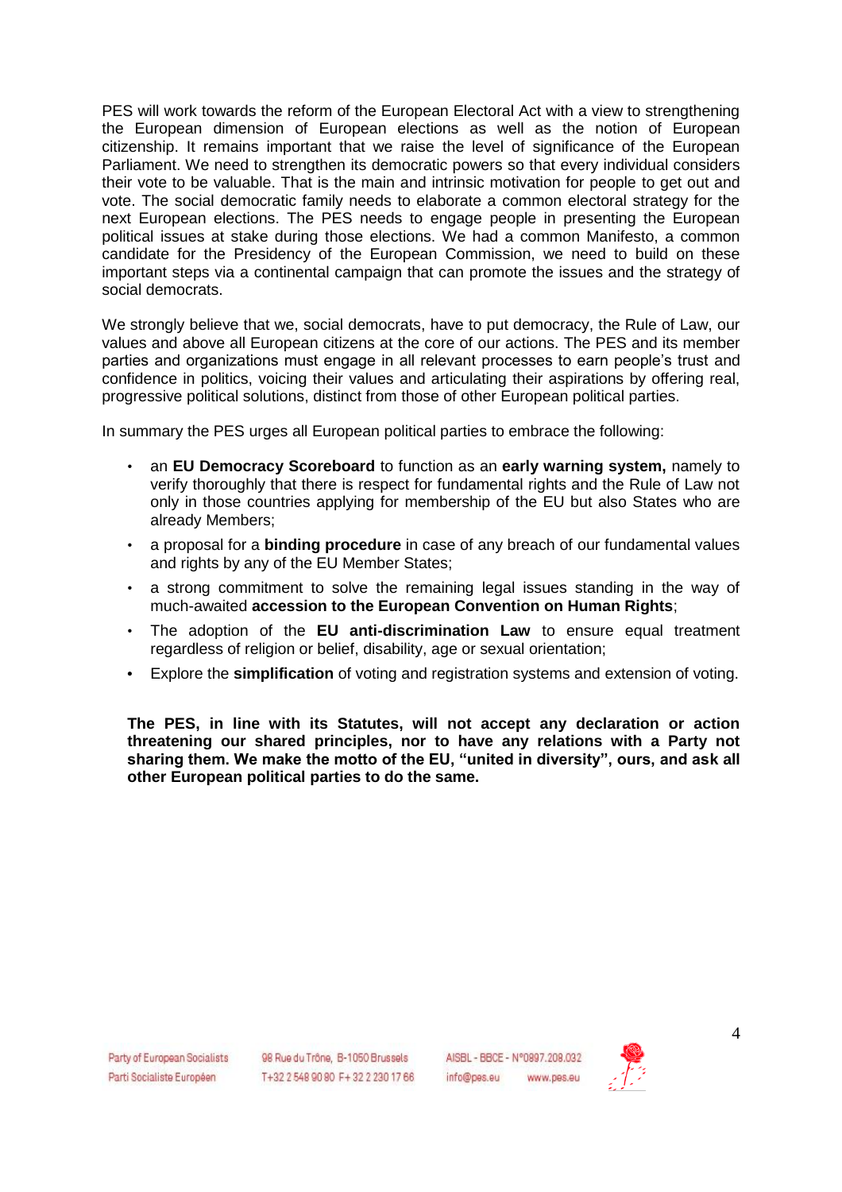PES will work towards the reform of the European Electoral Act with a view to strengthening the European dimension of European elections as well as the notion of European citizenship. It remains important that we raise the level of significance of the European Parliament. We need to strengthen its democratic powers so that every individual considers their vote to be valuable. That is the main and intrinsic motivation for people to get out and vote. The social democratic family needs to elaborate a common electoral strategy for the next European elections. The PES needs to engage people in presenting the European political issues at stake during those elections. We had a common Manifesto, a common candidate for the Presidency of the European Commission, we need to build on these important steps via a continental campaign that can promote the issues and the strategy of social democrats.

We strongly believe that we, social democrats, have to put democracy, the Rule of Law, our values and above all European citizens at the core of our actions. The PES and its member parties and organizations must engage in all relevant processes to earn people's trust and confidence in politics, voicing their values and articulating their aspirations by offering real, progressive political solutions, distinct from those of other European political parties.

In summary the PES urges all European political parties to embrace the following:

- an **EU Democracy Scoreboard** to function as an **early warning system,** namely to verify thoroughly that there is respect for fundamental rights and the Rule of Law not only in those countries applying for membership of the EU but also States who are already Members;
- a proposal for a **binding procedure** in case of any breach of our fundamental values and rights by any of the EU Member States;
- a strong commitment to solve the remaining legal issues standing in the way of much-awaited **accession to the European Convention on Human Rights**;
- The adoption of the **EU anti-discrimination Law** to ensure equal treatment regardless of religion or belief, disability, age or sexual orientation;
- Explore the **simplification** of voting and registration systems and extension of voting.

**The PES, in line with its Statutes, will not accept any declaration or action threatening our shared principles, nor to have any relations with a Party not sharing them. We make the motto of the EU, "united in diversity", ours, and ask all other European political parties to do the same.**